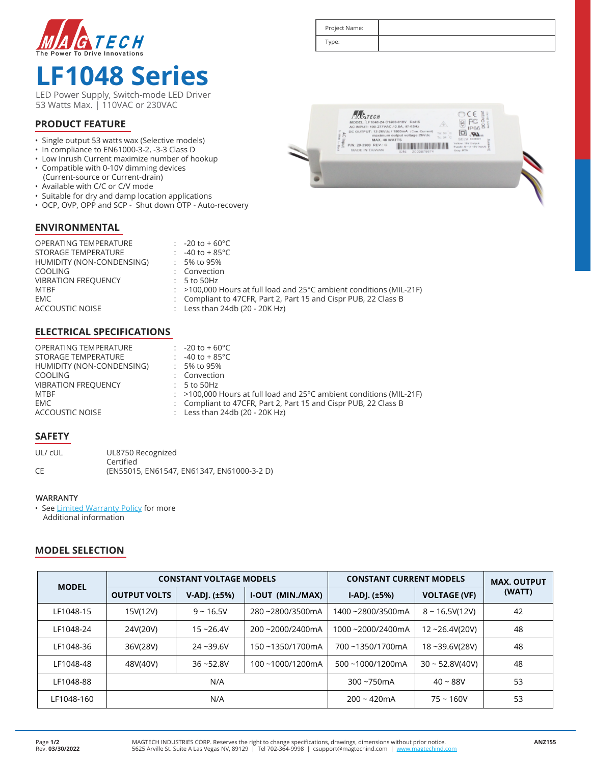MAGTECH
The Power To Drive Innovations

| Project Name: | |
|---|---|
| Type: | |

# LF1048 Series

LED Power Supply, Switch-mode LED Driver
53 Watts Max. | 110VAC or 230VAC

## PRODUCT FEATURE

- Single output 53 watts wax (Selective models)
- In compliance to EN61000-3-2, -3-3 Class D
- Low Inrush Current maximize number of hookup
- Compatible with 0-10V dimming devices (Current-source or Current-drain)
- Available with C/C or C/V mode
- Suitable for dry and damp location applications
- OCP, OVP, OPP and SCP - Shut down OTP - Auto-recovery

## ENVIRONMENTAL

| | | |
|---|---|---|
| OPERATING TEMPERATURE | : | -20 to + 60°C |
| STORAGE TEMPERATURE | : | -40 to + 85°C |
| HUMIDITY (NON-CONDENSING) | : | 5% to 95% |
| COOLING | : | Convection |
| VIBRATION FREQUENCY | : | 5 to 50Hz |
| MTBF | : | >100,000 Hours at full load and 25°C ambient conditions (MIL-21F) |
| EMC | : | Compliant to 47CFR, Part 2, Part 15 and Cispr PUB, 22 Class B |
| ACCOUSTIC NOISE | : | Less than 24db (20 - 20K Hz) |

## ELECTRICAL SPECIFICATIONS

| | | |
|---|---|---|
| OPERATING TEMPERATURE | : | -20 to + 60°C |
| STORAGE TEMPERATURE | : | -40 to + 85°C |
| HUMIDITY (NON-CONDENSING) | : | 5% to 95% |
| COOLING | : | Convection |
| VIBRATION FREQUENCY | : | 5 to 50Hz |
| MTBF | : | >100,000 Hours at full load and 25°C ambient conditions (MIL-21F) |
| EMC | : | Compliant to 47CFR, Part 2, Part 15 and Cispr PUB, 22 Class B |
| ACCOUSTIC NOISE | : | Less than 24db (20 - 20K Hz) |

## SAFETY

| | |
|---|---|
| UL/ cUL | UL8750 Recognized<br>Certified |
| CE | (EN55015, EN61547, EN61347, EN61000-3-2 D) |

### WARRANTY

- See Limited Warranty Policy for more Additional information

## MODEL SELECTION

| MODEL | CONSTANT VOLTAGE MODELS | | | CONSTANT CURRENT MODELS | | MAX. OUTPUT (WATT) |
|---|---|---|---|---|---|---|
| | OUTPUT VOLTS | V-ADJ. (±5%) | I-OUT (MIN./MAX) | I-ADJ. (±5%) | VOLTAGE (VF) | |
| LF1048-15 | 15V(12V) | 9 ~ 16.5V | 280 ~2800/3500mA | 1400 ~2800/3500mA | 8 ~ 16.5V(12V) | 42 |
| LF1048-24 | 24V(20V) | 15 ~26.4V | 200 ~2000/2400mA | 1000 ~2000/2400mA | 12 ~26.4V(20V) | 48 |
| LF1048-36 | 36V(28V) | 24 ~39.6V | 150 ~1350/1700mA | 700 ~1350/1700mA | 18 ~39.6V(28V) | 48 |
| LF1048-48 | 48V(40V) | 36 ~52.8V | 100 ~1000/1200mA | 500 ~1000/1200mA | 30 ~ 52.8V(40V) | 48 |
| LF1048-88 | N/A | | | 300 ~750mA | 40 ~ 88V | 53 |
| LF1048-160 | N/A | | | 200 ~ 420mA | 75 ~ 160V | 53 |

Rev. 03/30/2022

MAGTECH INDUSTRIES CORP. Reserves the right to change specifications, drawings, dimensions without prior notice.
5625 Arville St. Suite A Las Vegas NV, 89129 | Tel 702-364-9998 | csupport@magtechind.com | www.magtechind.com

ANZ155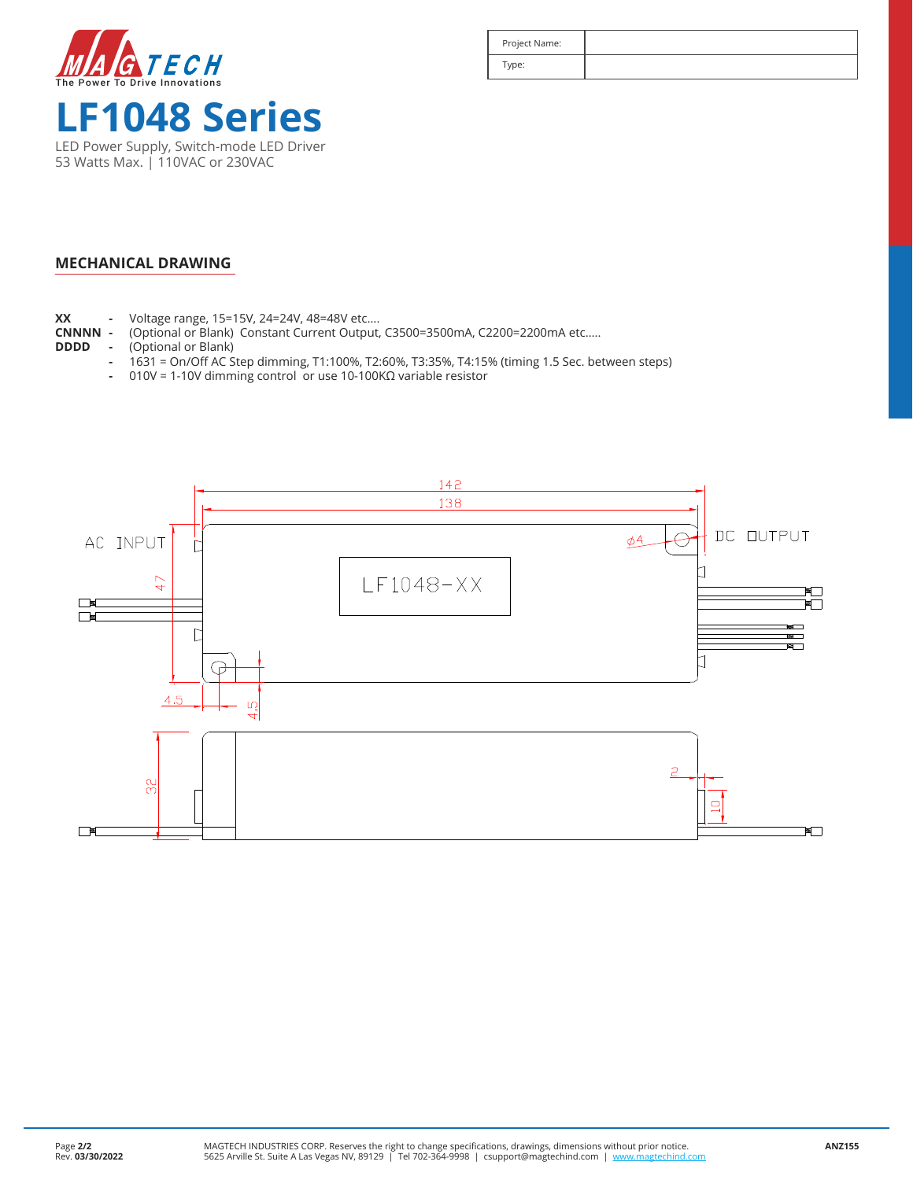# LF1048 Series

LED Power Supply, Switch-mode LED Driver
53 Watts Max. | 110VAC or 230VAC

| | |
|---|---|
| Project Name: | |
| Type: | |

## MECHANICAL DRAWING

**XX** - Voltage range, 15=15V, 24=24V, 48=48V etc....
**CNNNN** - (Optional or Blank) Constant Current Output, C3500=3500mA, C2200=2200mA etc.....
**DDDD** - (Optional or Blank)
- 1631 = On/Off AC Step dimming, T1:100%, T2:60%, T3:35%, T4:15% (timing 1.5 Sec. between steps)
- 010V = 1-10V dimming control or use 10-100KΩ variable resistor

142
138
AC INPUT
DC OUTPUT
ϕ4
LF1048-XX
47
4.5
4.5
32
2
10

MAGTECH INDUSTRIES CORP. Reserves the right to change specifications, drawings, dimensions without prior notice.
5625 Arville St. Suite A Las Vegas NV, 89129 | Tel 702-364-9998 | csupport@magtechind.com | www.magtechind.com

Rev. **03/30/2022**

ANZ155